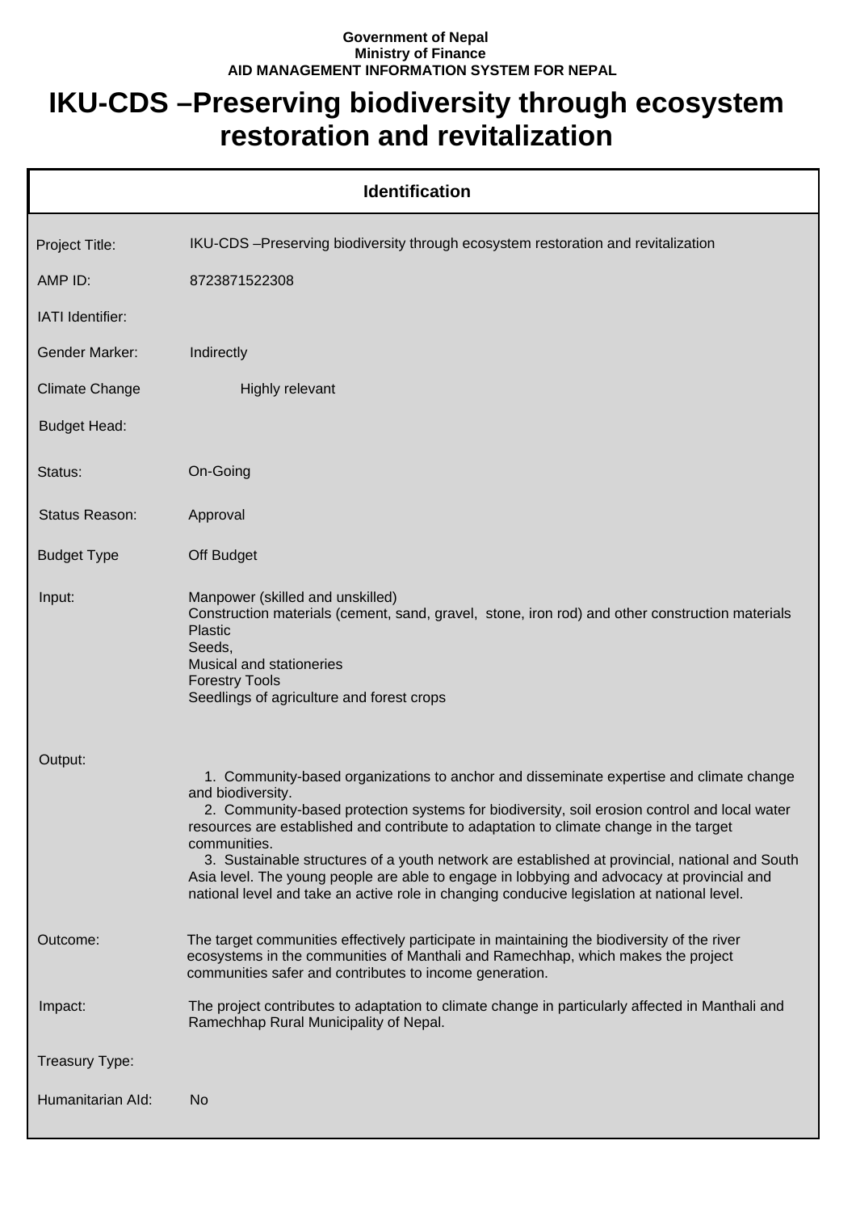**Government of Nepal**
**Ministry of Finance**
**AID MANAGEMENT INFORMATION SYSTEM FOR NEPAL**

# IKU-CDS –Preserving biodiversity through ecosystem restoration and revitalization

## Identification

| | |
|---|---|
| Project Title: | IKU-CDS –Preserving biodiversity through ecosystem restoration and revitalization |
| AMP ID: | 8723871522308 |
| IATI Identifier: | |
| Gender Marker: | Indirectly |
| Climate Change | Highly relevant |
| Budget Head: | |
| Status: | On-Going |
| Status Reason: | Approval |
| Budget Type | Off Budget |
| Input: | Manpower (skilled and unskilled)<br>Construction materials (cement, sand, gravel, stone, iron rod) and other construction materials<br>Plastic<br>Seeds,<br>Musical and stationeries<br>Forestry Tools<br>Seedlings of agriculture and forest crops |
| Output: | 1. Community-based organizations to anchor and disseminate expertise and climate change and biodiversity.<br>2. Community-based protection systems for biodiversity, soil erosion control and local water resources are established and contribute to adaptation to climate change in the target communities.<br>3. Sustainable structures of a youth network are established at provincial, national and South Asia level. The young people are able to engage in lobbying and advocacy at provincial and national level and take an active role in changing conducive legislation at national level. |
| Outcome: | The target communities effectively participate in maintaining the biodiversity of the river ecosystems in the communities of Manthali and Ramechhap, which makes the project communities safer and contributes to income generation. |
| Impact: | The project contributes to adaptation to climate change in particularly affected in Manthali and Ramechhap Rural Municipality of Nepal. |
| Treasury Type: | |
| Humanitarian AId: | No |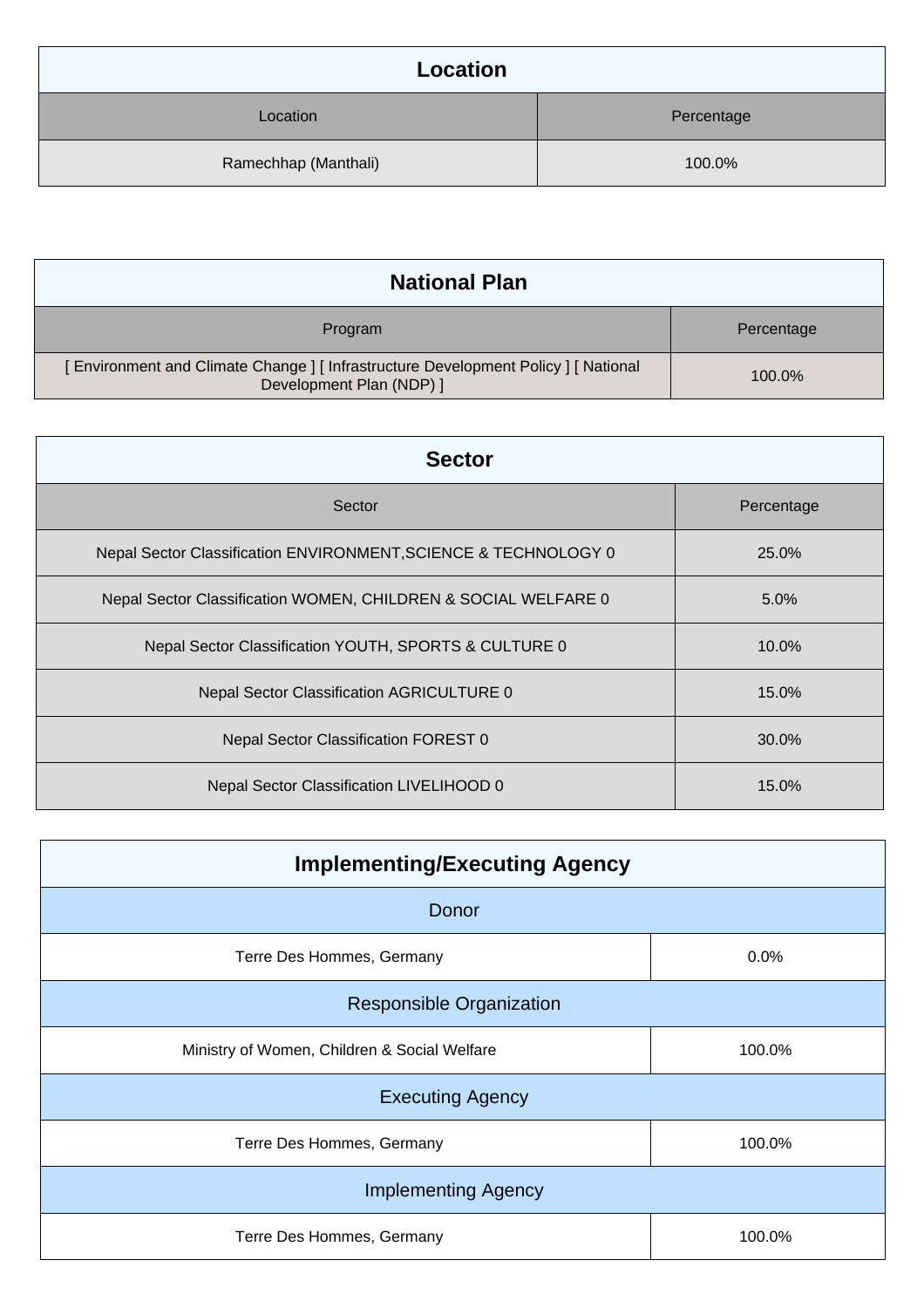## Location

| Location | Percentage |
|---|---|
| Ramechhap (Manthali) | 100.0% |

## National Plan

| Program | Percentage |
|---|---|
| [ Environment and Climate Change ] [ Infrastructure Development Policy ] [ National Development Plan (NDP) ] | 100.0% |

## Sector

| Sector | Percentage |
|---|---|
| Nepal Sector Classification ENVIRONMENT,SCIENCE & TECHNOLOGY 0 | 25.0% |
| Nepal Sector Classification WOMEN, CHILDREN & SOCIAL WELFARE 0 | 5.0% |
| Nepal Sector Classification YOUTH, SPORTS & CULTURE 0 | 10.0% |
| Nepal Sector Classification AGRICULTURE 0 | 15.0% |
| Nepal Sector Classification FOREST 0 | 30.0% |
| Nepal Sector Classification LIVELIHOOD 0 | 15.0% |

## Implementing/Executing Agency

| Donor | |
|---|---|
| Terre Des Hommes, Germany | 0.0% |
| **Responsible Organization** | |
| Ministry of Women, Children & Social Welfare | 100.0% |
| **Executing Agency** | |
| Terre Des Hommes, Germany | 100.0% |
| **Implementing Agency** | |
| Terre Des Hommes, Germany | 100.0% |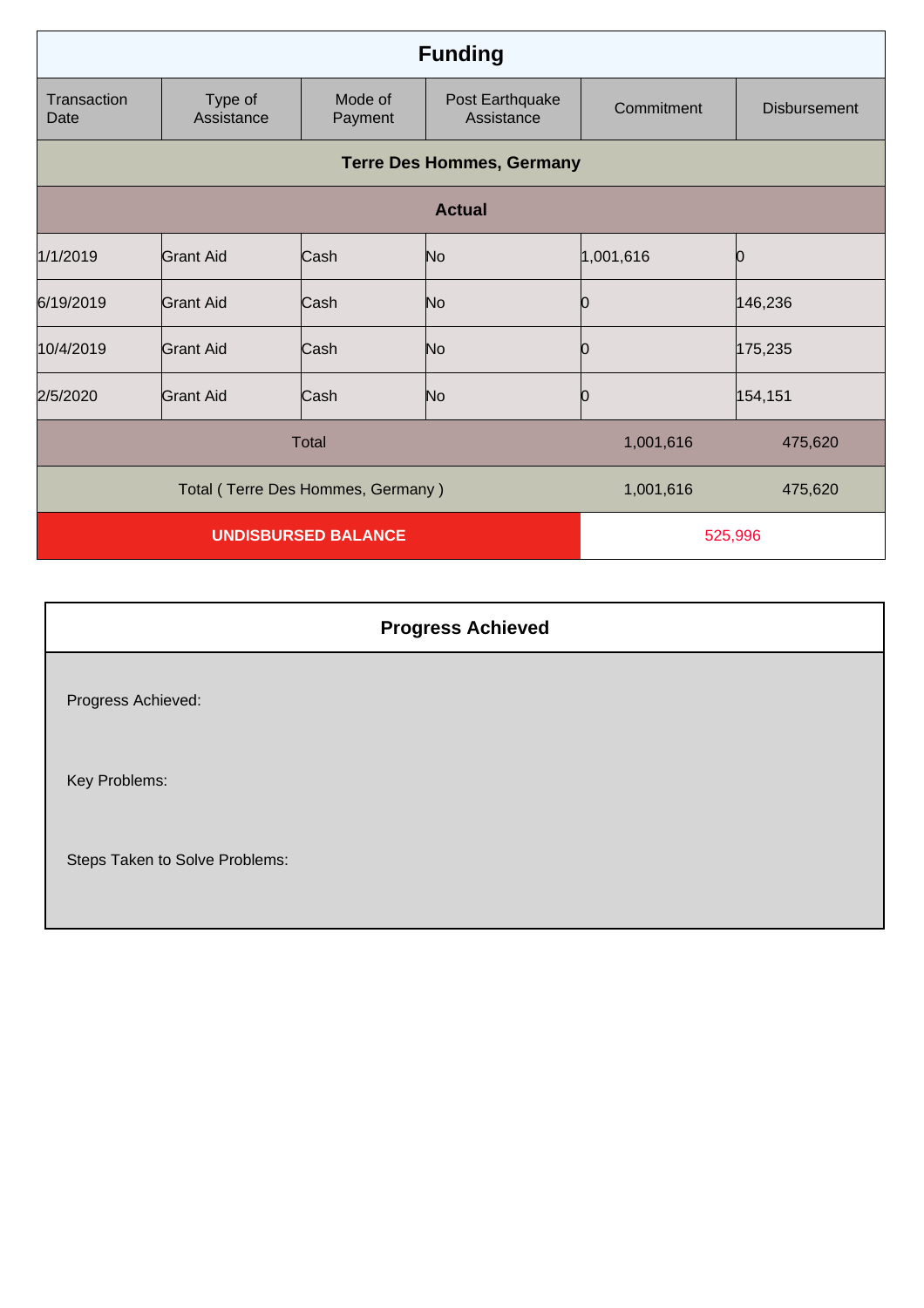## Funding

| Transaction Date | Type of Assistance | Mode of Payment | Post Earthquake Assistance | Commitment | Disbursement |
|---|---|---|---|---|---|
| **Terre Des Hommes, Germany** | | | | | |
| **Actual** | | | | | |
| 1/1/2019 | Grant Aid | Cash | No | 1,001,616 | 0 |
| 6/19/2019 | Grant Aid | Cash | No | 0 | 146,236 |
| 10/4/2019 | Grant Aid | Cash | No | 0 | 175,235 |
| 2/5/2020 | Grant Aid | Cash | No | 0 | 154,151 |
| Total | | | | 1,001,616 | 475,620 |
| Total ( Terre Des Hommes, Germany ) | | | | 1,001,616 | 475,620 |
| **UNDISBURSED BALANCE** | | | | 525,996 | |

## Progress Achieved

Progress Achieved:

Key Problems:

Steps Taken to Solve Problems: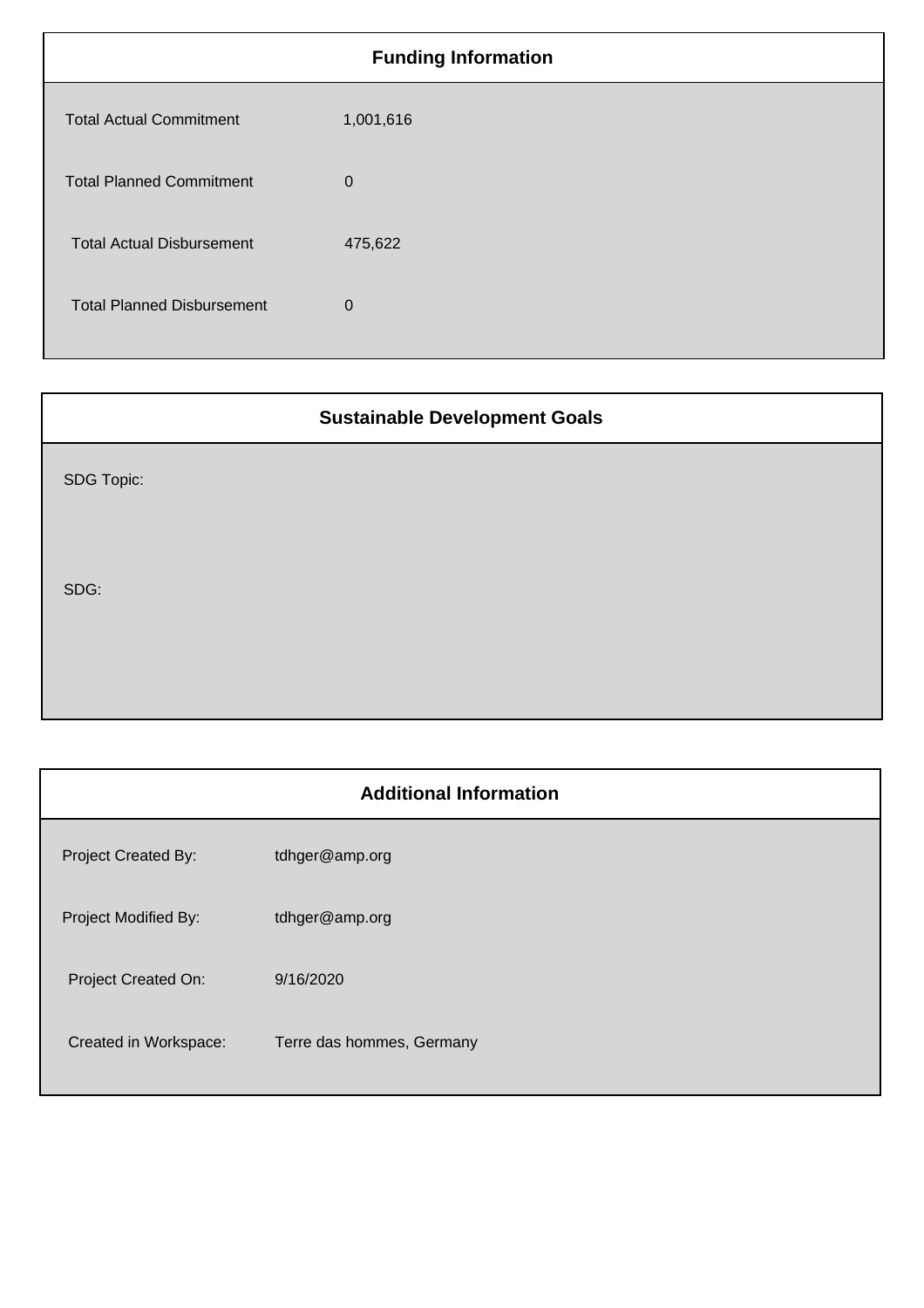## Funding Information

| | |
|---|---|
| Total Actual Commitment | 1,001,616 |
| Total Planned Commitment | 0 |
| Total Actual Disbursement | 475,622 |
| Total Planned Disbursement | 0 |

## Sustainable Development Goals

SDG Topic:

SDG:

## Additional Information

| | |
|---|---|
| Project Created By: | tdhger@amp.org |
| Project Modified By: | tdhger@amp.org |
| Project Created On: | 9/16/2020 |
| Created in Workspace: | Terre das hommes, Germany |